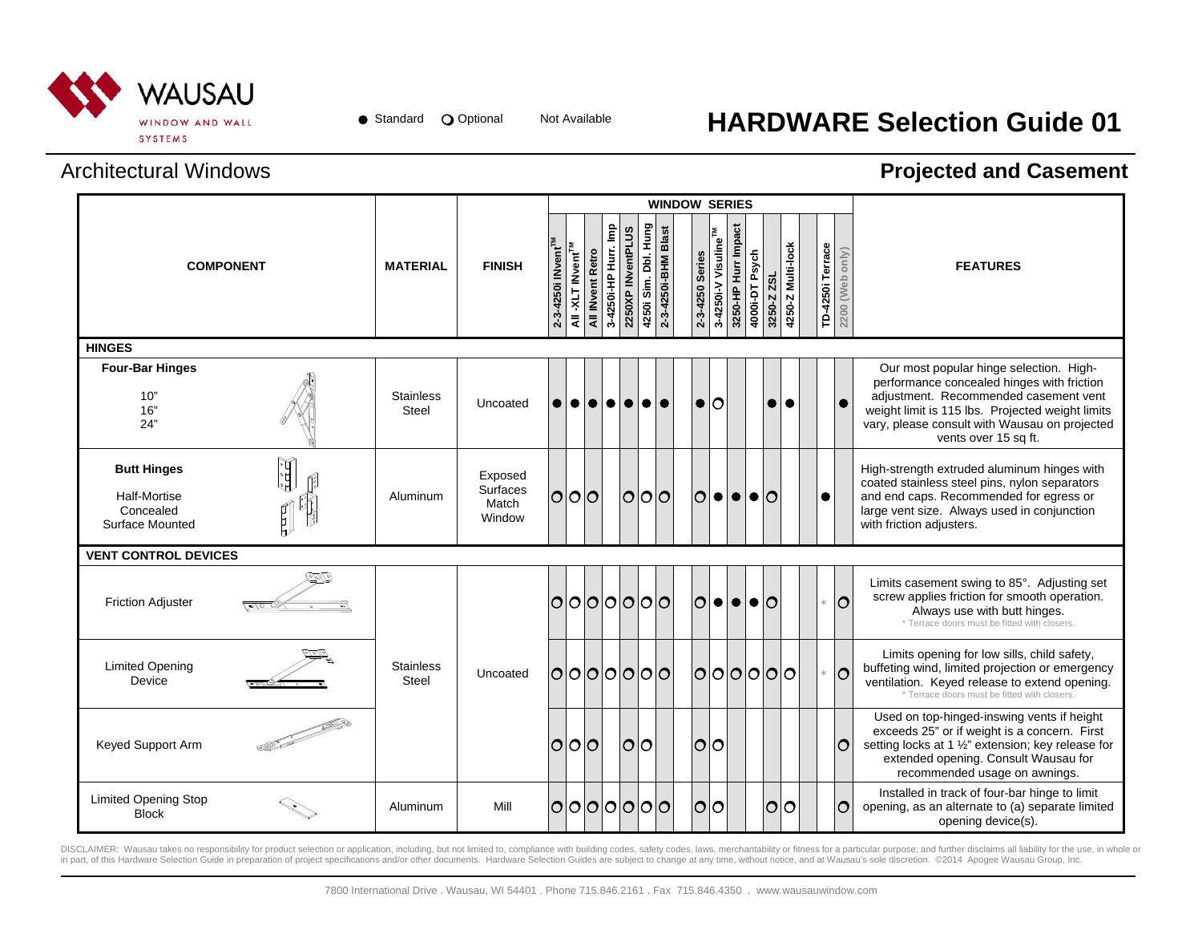# WAUSAU WINDOW AND WALL SYSTEMS

● Standard ○ Optional Not Available

# HARDWARE Selection Guide 01

## Architectural Windows

## Projected and Casement

| COMPONENT | MATERIAL | FINISH | 2-3-4250i INvent™ | All -XLT INvent™ | All INvent Retro | 3-4250i-HP Hurr. Imp | 2250XP INventPLUS | 4250i Sim. Dbl. Hung | 2-3-4250i-BHM Blast | 2-3-4250 Series | 3-4250i-V Visuline™ | 3250-HP Hurr Impact | 4000i-DT Psych | 3250-Z ZSL | 4250-Z Multi-lock | TD-4250i Terrace | 2200 (Web only) | FEATURES |
|---|---|---|---|---|---|---|---|---|---|---|---|---|---|---|---|---|---|---|
| **HINGES** | | | | | | | | | | | | | | | | | | |
| **Four-Bar Hinges** 10" 16" 24" | Stainless Steel | Uncoated | ● | ● | ● | ● | ● | ● | ● | ● | ○ | | | ● | ● | | ● | Our most popular hinge selection. High-performance concealed hinges with friction adjustment. Recommended casement vent weight limit is 115 lbs. Projected weight limits vary, please consult with Wausau on projected vents over 15 sq ft. |
| **Butt Hinges** Half-Mortise Concealed Surface Mounted | Aluminum | Exposed Surfaces Match Window | ○ | ○ | ○ | | ○ | ○ | ○ | ○ | ● | ● | ● | ○ | | ● | | High-strength extruded aluminum hinges with coated stainless steel pins, nylon separators and end caps. Recommended for egress or large vent size. Always used in conjunction with friction adjusters. |
| **VENT CONTROL DEVICES** | | | | | | | | | | | | | | | | | | |
| Friction Adjuster | Stainless Steel | Uncoated | ○ | ○ | ○ | ○ | ○ | ○ | ○ | ○ | ● | ● | ● | ○ | | * | ○ | Limits casement swing to 85°. Adjusting set screw applies friction for smooth operation. Always use with butt hinges. * Terrace doors must be fitted with closers. |
| Limited Opening Device | Stainless Steel | Uncoated | ○ | ○ | ○ | ○ | ○ | ○ | ○ | ○ | ○ | ○ | ○ | ○ | ○ | * | ○ | Limits opening for low sills, child safety, buffeting wind, limited projection or emergency ventilation. Keyed release to extend opening. * Terrace doors must be fitted with closers. |
| Keyed Support Arm | Stainless Steel | Uncoated | ○ | ○ | ○ | | ○ | ○ | | ○ | ○ | | | | | | ○ | Used on top-hinged-inswing vents if height exceeds 25" or if weight is a concern. First setting locks at 1 ½" extension; key release for extended opening. Consult Wausau for recommended usage on awnings. |
| Limited Opening Stop Block | Aluminum | Mill | ○ | ○ | ○ | ○ | ○ | ○ | ○ | ○ | ○ | | | ○ | ○ | | ○ | Installed in track of four-bar hinge to limit opening, as an alternate to (a) separate limited opening device(s). |

DISCLAIMER: Wausau takes no responsibility for product selection or application, including, but not limited to, compliance with building codes, safety codes, laws, merchantability or fitness for a particular purpose; and further disclaims all liability for the use, in whole or in part, of this Hardware Selection Guide in preparation of project specifications and/or other documents. Hardware Selection Guides are subject to change at any time, without notice, and at Wausau's sole discretion. ©2014 Apogee Wausau Group, Inc.

7800 International Drive . Wausau, WI 54401 . Phone 715.846.2161 . Fax 715.846.4350 . www.wausauwindow.com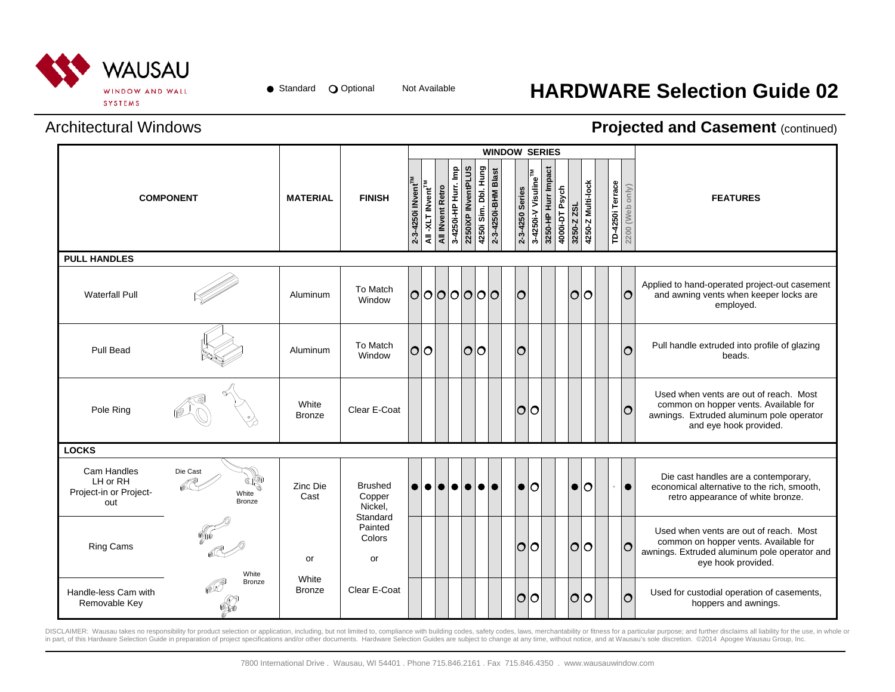# HARDWARE Selection Guide 02

● Standard ○ Optional Not Available

## Architectural Windows

## Projected and Casement (continued)

| COMPONENT | MATERIAL | FINISH | 2-3-4250i INvent™ | All -XLT INvent™ | All INvent Retro | 3-4250i-HP Hurr. Imp | 2250IXP INventPLUS | 4250i Sim. Dbl. Hung | 2-3-4250i-BHM Blast | | 2-3-4250 Series | 3-4250i-V Visuline™ | 3250-HP Hurr Impact | 4000i-DT Psych | 3250-Z ZSL | 4250-Z Multi-lock | | TD-4250i Terrace | 2200 (Web only) | FEATURES |
|---|---|---|---|---|---|---|---|---|---|---|---|---|---|---|---|---|---|---|---|---|
| **PULL HANDLES** | | | | | | | | | | | | | | | | | | | | |
| Waterfall Pull | Aluminum | To Match Window | ○ | ○ | ○ | ○ | ○ | ○ | ○ | | ○ | | | | ○ | ○ | | | ○ | Applied to hand-operated project-out casement and awning vents when keeper locks are employed. |
| Pull Bead | Aluminum | To Match Window | ○ | ○ | | | ○ | ○ | | | ○ | | | | | | | | ○ | Pull handle extruded into profile of glazing beads. |
| Pole Ring | White Bronze | Clear E-Coat | | | | | | | | | ○ | ○ | | | | | | | ○ | Used when vents are out of reach. Most common on hopper vents. Available for awnings. Extruded aluminum pole operator and eye hook provided. |
| **LOCKS** | | | | | | | | | | | | | | | | | | | | |
| Cam Handles LH or RH Project-in or Project-out (Die Cast / White Bronze) | Zinc Die Cast or White Bronze | Brushed Copper Nickel, Standard Painted Colors or Clear E-Coat | ● | ● | ● | ● | ● | ● | ● | | ● | ○ | | | ● | ○ | | * | ● | Die cast handles are a contemporary, economical alternative to the rich, smooth, retro appearance of white bronze. |
| Ring Cams | | | | | | | | | | | ○ | ○ | | | ○ | ○ | | | ○ | Used when vents are out of reach. Most common on hopper vents. Available for awnings. Extruded aluminum pole operator and eye hook provided. |
| Handle-less Cam with Removable Key (White Bronze) | | | | | | | | | | | ○ | ○ | | | ○ | ○ | | | ○ | Used for custodial operation of casements, hoppers and awnings. |

DISCLAIMER: Wausau takes no responsibility for product selection or application, including, but not limited to, compliance with building codes, safety codes, laws, merchantability or fitness for a particular purpose; and further disclaims all liability for the use, in whole or in part, of this Hardware Selection Guide in preparation of project specifications and/or other documents. Hardware Selection Guides are subject to change at any time, without notice, and at Wausau's sole discretion. ©2014 Apogee Wausau Group, Inc.

7800 International Drive . Wausau, WI 54401 . Phone 715.846.2161 . Fax 715.846.4350 . www.wausauwindow.com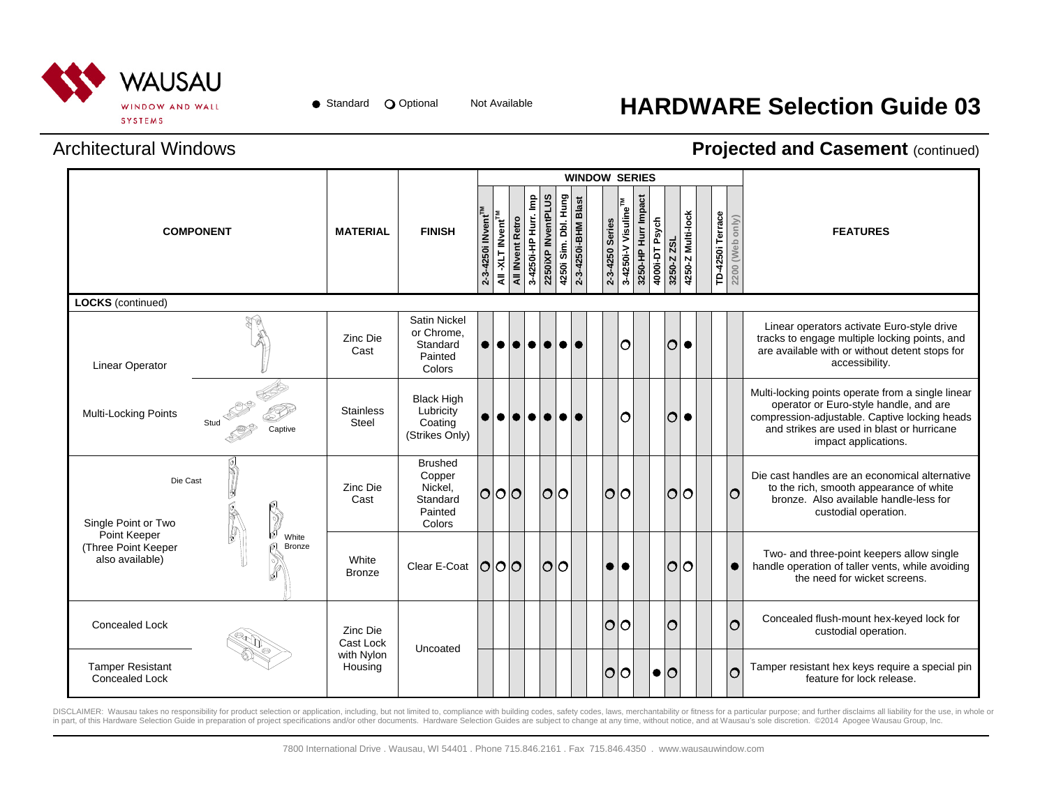# HARDWARE Selection Guide 03

● Standard ○ Optional Not Available

## Architectural Windows

## Projected and Casement (continued)

| COMPONENT | MATERIAL | FINISH | 2-3-4250i INvent™ | All -XLT INvent™ | All INvent Retro | 3-4250i-HP Hurr. Imp | 2250iXP INventPLUS | 4250i Sim. Dbl. Hung | 2-3-4250i-BHM Blast | 2-3-4250 Series | 3-4250i-V Visuline™ | 3250-HP Hurr Impact | 4000i-DT Psych | 3250-Z ZSL | 4250-Z Multi-lock | TD-4250i Terrace | 2200 (Web only) | FEATURES |
|---|---|---|---|---|---|---|---|---|---|---|---|---|---|---|---|---|---|---|
| **LOCKS** (continued) | | | | | | | | | | | | | | | | | | |
| Linear Operator | Zinc Die Cast | Satin Nickel or Chrome, Standard Painted Colors | ● | ● | ● | ● | ● | ● | ● | | ○ | | | ○ | ● | | | Linear operators activate Euro-style drive tracks to engage multiple locking points, and are available with or without detent stops for accessibility. |
| Multi-Locking Points (Stud, Captive) | Stainless Steel | Black High Lubricity Coating (Strikes Only) | ● | ● | ● | ● | ● | ● | ● | | ○ | | | ○ | ● | | | Multi-locking points operate from a single linear operator or Euro-style handle, and are compression-adjustable. Captive locking heads and strikes are used in blast or hurricane impact applications. |
| Single Point or Two Point Keeper (Three Point Keeper also available) – Die Cast | Zinc Die Cast | Brushed Copper Nickel, Standard Painted Colors | ○ | ○ | ○ | | ○ | ○ | | ○ | ○ | | | ○ | ○ | | ○ | Die cast handles are an economical alternative to the rich, smooth appearance of white bronze. Also available handle-less for custodial operation. |
| Single Point or Two Point Keeper (Three Point Keeper also available) – White Bronze | White Bronze | Clear E-Coat | ○ | ○ | ○ | | ○ | ○ | | ● | ● | | | ○ | ○ | | ● | Two- and three-point keepers allow single handle operation of taller vents, while avoiding the need for wicket screens. |
| Concealed Lock | Zinc Die Cast Lock with Nylon Housing | Uncoated | | | | | | | | ○ | ○ | | | ○ | | | ○ | Concealed flush-mount hex-keyed lock for custodial operation. |
| Tamper Resistant Concealed Lock | Zinc Die Cast Lock with Nylon Housing | Uncoated | | | | | | | | ○ | ○ | | ● | ○ | | | ○ | Tamper resistant hex keys require a special pin feature for lock release. |

DISCLAIMER: Wausau takes no responsibility for product selection or application, including, but not limited to, compliance with building codes, safety codes, laws, merchantability or fitness for a particular purpose; and further disclaims all liability for the use, in whole or in part, of this Hardware Selection Guide in preparation of project specifications and/or other documents. Hardware Selection Guides are subject to change at any time, without notice, and at Wausau's sole discretion. ©2014 Apogee Wausau Group, Inc.

7800 International Drive . Wausau, WI 54401 . Phone 715.846.2161 . Fax 715.846.4350 . www.wausauwindow.com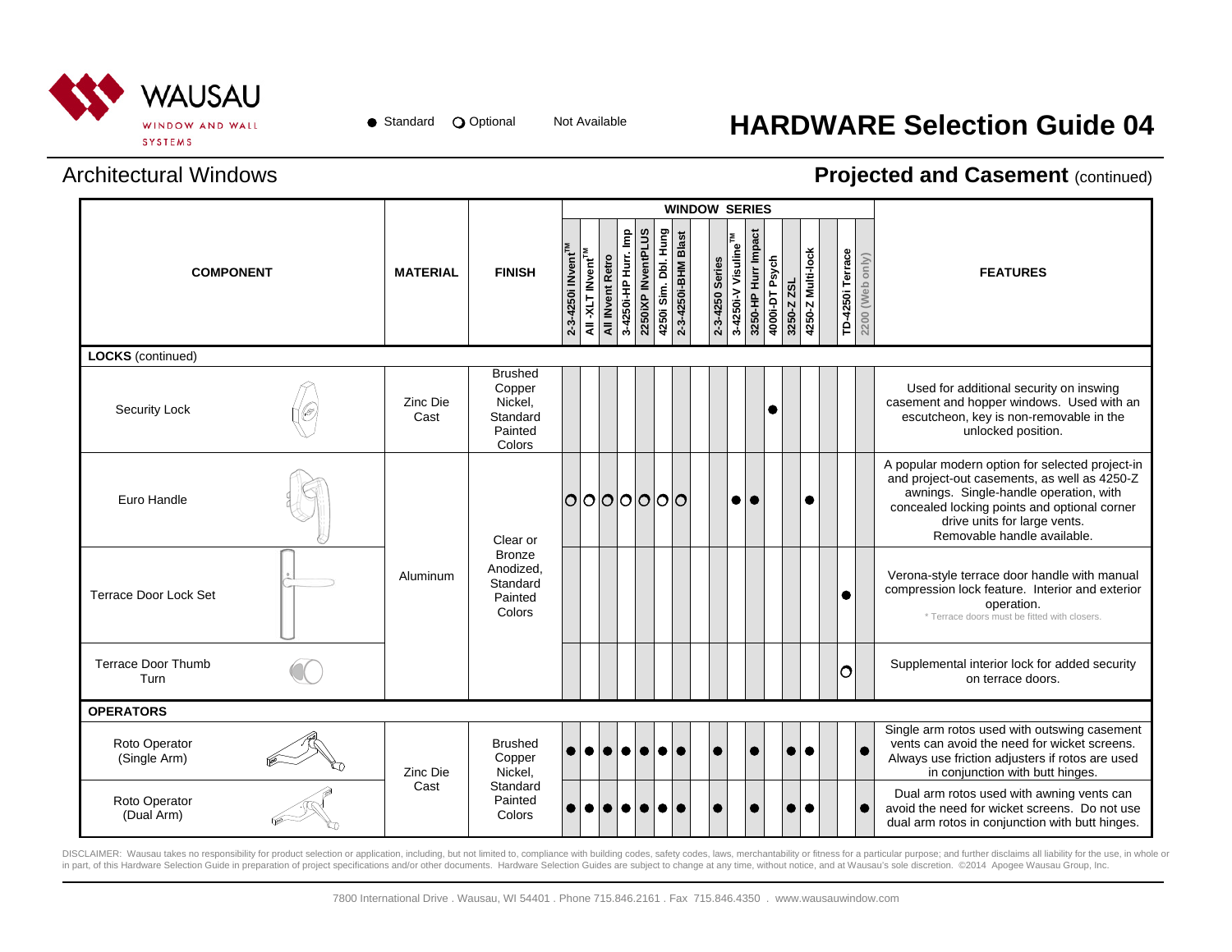# HARDWARE Selection Guide 04

● Standard ○ Optional Not Available

## Architectural Windows

## Projected and Casement (continued)

| COMPONENT | MATERIAL | FINISH | WINDOW SERIES | | | | | | | | | | | | | | | | | FEATURES |
|---|---|---|---|---|---|---|---|---|---|---|---|---|---|---|---|---|---|---|---|---|
| | | | 2-3-4250i INvent™ | All -XLT INvent™ | All INvent Retro | 3-4250i-HP Hurr. Imp | 2250IXP INventPLUS | 4250i Sim. Dbl. Hung | 2-3-4250i-BHM Blast | | 2-3-4250 Series | 3-4250i-V Visuline™ | 3250-HP Hurr Impact | 4000i-DT Psych | 3250-Z ZSL | 4250-Z Multi-lock | | TD-4250i Terrace | 2200 (Web only) | |
| **LOCKS** (continued) | | | | | | | | | | | | | | | | | | | | |
| Security Lock | Zinc Die Cast | Brushed Copper Nickel, Standard Painted Colors | | | | | | | | | | | | ● | | | | | | Used for additional security on inswing casement and hopper windows. Used with an escutcheon, key is non-removable in the unlocked position. |
| Euro Handle | Aluminum | Clear or Bronze Anodized, Standard Painted Colors | ○ | ○ | ○ | ○ | ○ | ○ | ○ | | | ● | ● | | | ● | | | | A popular modern option for selected project-in and project-out casements, as well as 4250-Z awnings. Single-handle operation, with concealed locking points and optional corner drive units for large vents. Removable handle available. |
| Terrace Door Lock Set | Aluminum | Clear or Bronze Anodized, Standard Painted Colors | | | | | | | | | | | | | | | | ● | | Verona-style terrace door handle with manual compression lock feature. Interior and exterior operation. * Terrace doors must be fitted with closers. |
| Terrace Door Thumb Turn | Aluminum | Clear or Bronze Anodized, Standard Painted Colors | | | | | | | | | | | | | | | | ○ | | Supplemental interior lock for added security on terrace doors. |
| **OPERATORS** | | | | | | | | | | | | | | | | | | | | |
| Roto Operator (Single Arm) | Zinc Die Cast | Brushed Copper Nickel, Standard Painted Colors | ● | ● | ● | ● | ● | ● | ● | | ● | | ● | | ● | ● | | | ● | Single arm rotos used with outswing casement vents can avoid the need for wicket screens. Always use friction adjusters if rotos are used in conjunction with butt hinges. |
| Roto Operator (Dual Arm) | Zinc Die Cast | Brushed Copper Nickel, Standard Painted Colors | ● | ● | ● | ● | ● | ● | ● | | ● | | ● | | ● | ● | | | ● | Dual arm rotos used with awning vents can avoid the need for wicket screens. Do not use dual arm rotos in conjunction with butt hinges. |

DISCLAIMER: Wausau takes no responsibility for product selection or application, including, but not limited to, compliance with building codes, safety codes, laws, merchantability or fitness for a particular purpose; and further disclaims all liability for the use, in whole or in part, of this Hardware Selection Guide in preparation of project specifications and/or other documents. Hardware Selection Guides are subject to change at any time, without notice, and at Wausau's sole discretion. ©2014 Apogee Wausau Group, Inc.

7800 International Drive . Wausau, WI 54401 . Phone 715.846.2161 . Fax 715.846.4350 . www.wausauwindow.com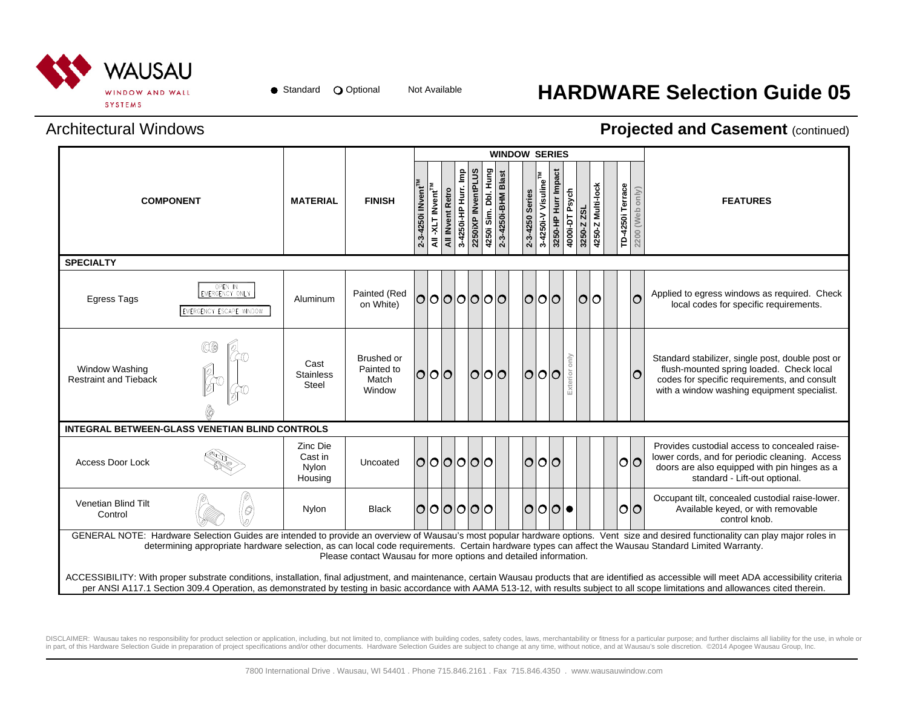WAUSAU WINDOW AND WALL SYSTEMS

● Standard ○ Optional Not Available

# HARDWARE Selection Guide 05

## Architectural Windows

## Projected and Casement (continued)

| COMPONENT | MATERIAL | FINISH | WINDOW SERIES: 2-3-4250i INvent™ | All -XLT INvent™ | All INvent Retro | 3-4250i-HP Hurr. Imp | 2250iXP INventPLUS | 4250i Sim. Dbl. Hung | 2-3-4250i-BHM Blast | | 2-3-4250 Series | 3-4250i-V Visuline™ | 3250-HP Hurr Impact | 4000i-DT Psych | 3250-Z ZSL | 4250-Z Multi-lock | | TD-4250i Terrace | 2200 (Web only) | FEATURES |
|---|---|---|---|---|---|---|---|---|---|---|---|---|---|---|---|---|---|---|---|---|
| **SPECIALTY** | | | | | | | | | | | | | | | | | | | | |
| Egress Tags (OPEN IN EMERGENCY ONLY; EMERGENCY ESCAPE WINDOW) | Aluminum | Painted (Red on White) | ○ | ○ | ○ | ○ | ○ | ○ | ○ | | ○ | ○ | ○ | | ○ | ○ | | | ○ | Applied to egress windows as required. Check local codes for specific requirements. |
| Window Washing Restraint and Tieback | Cast Stainless Steel | Brushed or Painted to Match Window | ○ | ○ | ○ | | ○ | ○ | ○ | | ○ | ○ | ○ | Exterior only | | | | | ○ | Standard stabilizer, single post, double post or flush-mounted spring loaded. Check local codes for specific requirements, and consult with a window washing equipment specialist. |
| **INTEGRAL BETWEEN-GLASS VENETIAN BLIND CONTROLS** | | | | | | | | | | | | | | | | | | | | |
| Access Door Lock | Zinc Die Cast in Nylon Housing | Uncoated | ○ | ○ | ○ | ○ | ○ | ○ | | | ○ | ○ | ○ | | | | | ○ | ○ | Provides custodial access to concealed raise-lower cords, and for periodic cleaning. Access doors are also equipped with pin hinges as a standard - Lift-out optional. |
| Venetian Blind Tilt Control | Nylon | Black | ○ | ○ | ○ | ○ | ○ | ○ | | | ○ | ○ | ○ | ● | | | | ○ | ○ | Occupant tilt, concealed custodial raise-lower. Available keyed, or with removable control knob. |

GENERAL NOTE: Hardware Selection Guides are intended to provide an overview of Wausau's most popular hardware options. Vent size and desired functionality can play major roles in determining appropriate hardware selection, as can local code requirements. Certain hardware types can affect the Wausau Standard Limited Warranty. Please contact Wausau for more options and detailed information.

ACCESSIBILITY: With proper substrate conditions, installation, final adjustment, and maintenance, certain Wausau products that are identified as accessible will meet ADA accessibility criteria per ANSI A117.1 Section 309.4 Operation, as demonstrated by testing in basic accordance with AAMA 513-12, with results subject to all scope limitations and allowances cited therein.

DISCLAIMER: Wausau takes no responsibility for product selection or application, including, but not limited to, compliance with building codes, safety codes, laws, merchantability or fitness for a particular purpose; and further disclaims all liability for the use, in whole or in part, of this Hardware Selection Guide in preparation of project specifications and/or other documents. Hardware Selection Guides are subject to change at any time, without notice, and at Wausau's sole discretion. ©2014 Apogee Wausau Group, Inc.

7800 International Drive . Wausau, WI 54401 . Phone 715.846.2161 . Fax 715.846.4350 . www.wausauwindow.com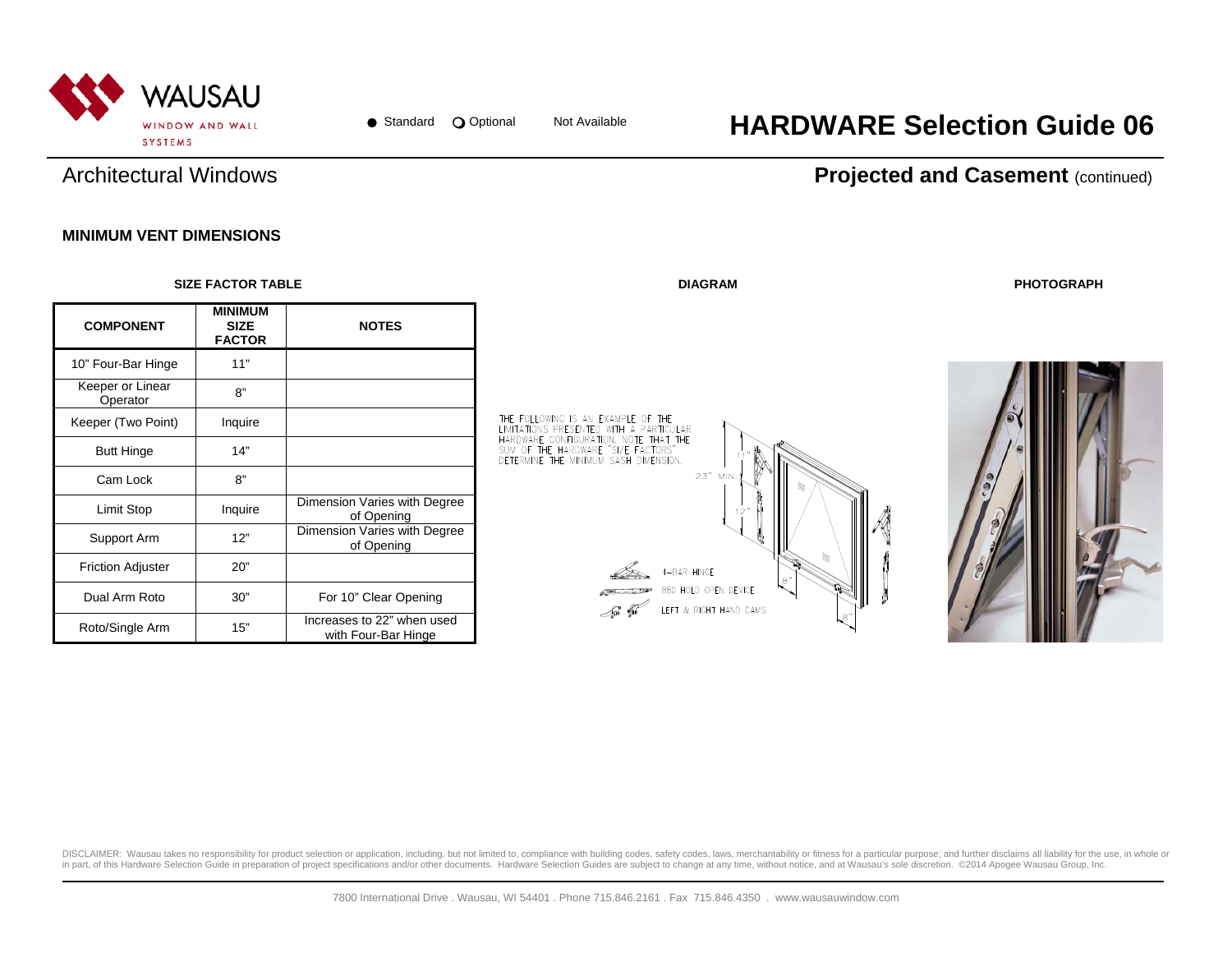● Standard ❍ Optional Not Available

# HARDWARE Selection Guide 06

## Architectural Windows

## Projected and Casement (continued)

### MINIMUM VENT DIMENSIONS

**SIZE FACTOR TABLE**

| COMPONENT | MINIMUM SIZE FACTOR | NOTES |
|---|---|---|
| 10" Four-Bar Hinge | 11" | |
| Keeper or Linear Operator | 8" | |
| Keeper (Two Point) | Inquire | |
| Butt Hinge | 14" | |
| Cam Lock | 8" | |
| Limit Stop | Inquire | Dimension Varies with Degree of Opening |
| Support Arm | 12" | Dimension Varies with Degree of Opening |
| Friction Adjuster | 20" | |
| Dual Arm Roto | 30" | For 10" Clear Opening |
| Roto/Single Arm | 15" | Increases to 22" when used with Four-Bar Hinge |

**DIAGRAM**

THE FOLLOWING IS AN EXAMPLE OF THE LIMITATIONS PRESENTED WITH A PARTICULAR HARDWARE CONFIGURATION. NOTE THAT THE SUM OF THE HARDWARE "SIZE FACTORS" DETERMINE THE MINIMUM SASH DIMENSION.

23" MIN.

11"

12"

8"

8"

4-BAR HINGE

880 HOLD OPEN DEVICE

LEFT & RIGHT HAND CAMS

**PHOTOGRAPH**

DISCLAIMER: Wausau takes no responsibility for product selection or application, including, but not limited to, compliance with building codes, safety codes, laws, merchantability or fitness for a particular purpose; and further disclaims all liability for the use, in whole or in part, of this Hardware Selection Guide in preparation of project specifications and/or other documents. Hardware Selection Guides are subject to change at any time, without notice, and at Wausau's sole discretion. ©2014 Apogee Wausau Group, Inc.

7800 International Drive . Wausau, WI 54401 . Phone 715.846.2161 . Fax 715.846.4350 . www.wausauwindow.com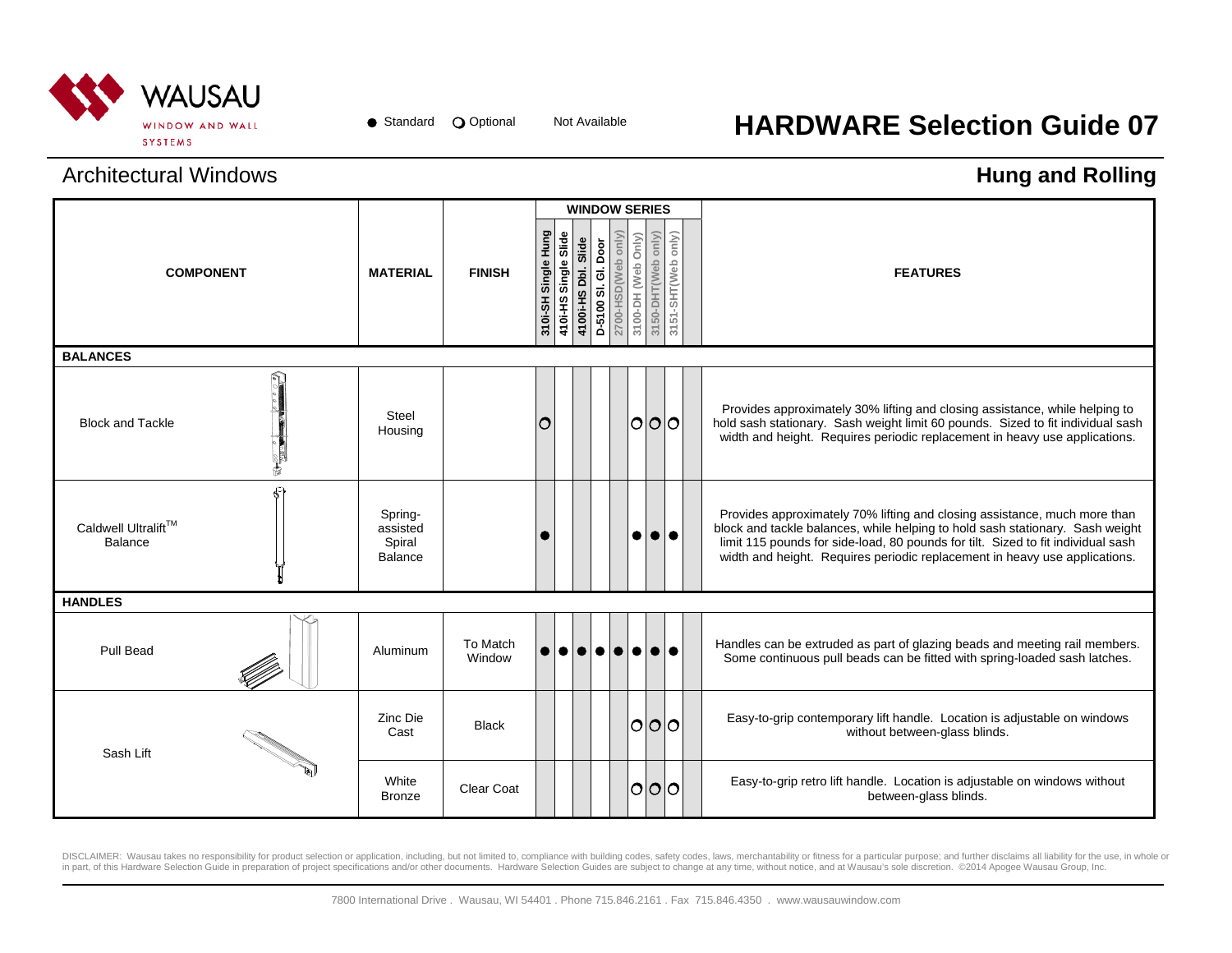# HARDWARE Selection Guide 07

● Standard ○ Optional Not Available

## Architectual Windows

## Hung and Rolling

| COMPONENT | MATERIAL | FINISH | 310i-SH Single Hung | 410i-HS Single Slide | 4100i-HS Dbl. Slide | D-5100 Sl. Gl. Door | 2700-HSD(Web only) | 3100-DH (Web Only) | 3150-DHT(Web only) | 3151-SHT(Web only) | | FEATURES |
|---|---|---|---|---|---|---|---|---|---|---|---|---|
| **BALANCES** | | | | | | | | | | | | |
| Block and Tackle | Steel Housing | | ○ | | | | | ○ | ○ | ○ | | Provides approximately 30% lifting and closing assistance, while helping to hold sash stationary. Sash weight limit 60 pounds. Sized to fit individual sash width and height. Requires periodic replacement in heavy use applications. |
| Caldwell Ultralift™ Balance | Spring-assisted Spiral Balance | | ● | | | | | ● | ● | ● | | Provides approximately 70% lifting and closing assistance, much more than block and tackle balances, while helping to hold sash stationary. Sash weight limit 115 pounds for side-load, 80 pounds for tilt. Sized to fit individual sash width and height. Requires periodic replacement in heavy use applications. |
| **HANDLES** | | | | | | | | | | | | |
| Pull Bead | Aluminum | To Match Window | ● | ● | ● | ● | ● | ● | ● | ● | | Handles can be extruded as part of glazing beads and meeting rail members. Some continuous pull beads can be fitted with spring-loaded sash latches. |
| Sash Lift | Zinc Die Cast | Black | | | | | | ○ | ○ | ○ | | Easy-to-grip contemporary lift handle. Location is adjustable on windows without between-glass blinds. |
| Sash Lift | White Bronze | Clear Coat | | | | | | ○ | ○ | ○ | | Easy-to-grip retro lift handle. Location is adjustable on windows without between-glass blinds. |

DISCLAIMER: Wausau takes no responsibility for product selection or application, including, but not limited to, compliance with building codes, safety codes, laws, merchantability or fitness for a particular purpose; and further disclaims all liability for the use, in whole or in part, of this Hardware Selection Guide in preparation of project specifications and/or other documents. Hardware Selection Guides are subject to change at any time, without notice, and at Wausau's sole discretion. ©2014 Apogee Wausau Group, Inc.

7800 International Drive . Wausau, WI 54401 . Phone 715.846.2161 . Fax 715.846.4350 . www.wausauwindow.com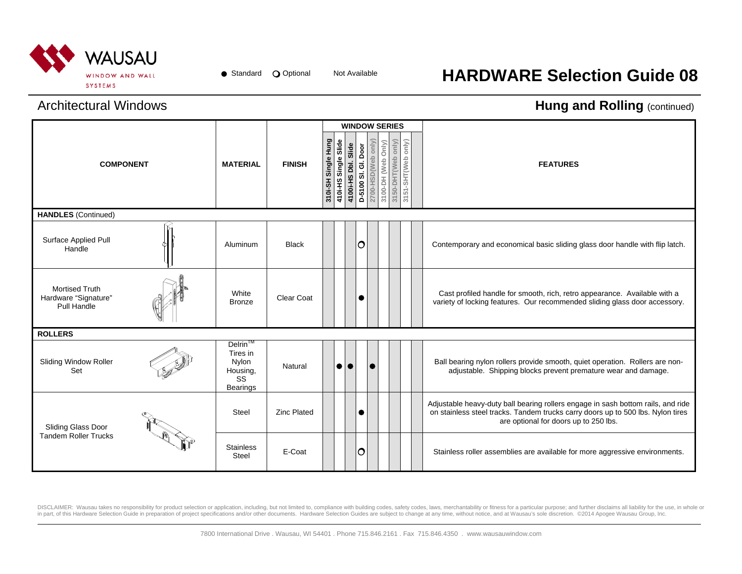WAUSAU
WINDOW AND WALL SYSTEMS

● Standard ○ Optional Not Available

# HARDWARE Selection Guide 08

## Architectural Windows

## Hung and Rolling (continued)

| COMPONENT | MATERIAL | FINISH | WINDOW SERIES | | | | | | | | | FEATURES |
|---|---|---|---|---|---|---|---|---|---|---|---|---|
| | | | 310i-SH Single Hung | 410i-HS Single Slide | 4100i-HS Dbl. Slide | D-5100 Sl. Gl. Door | 2700-HSD(Web only) | 3100-DH (Web Only) | 3150-DHT(Web only) | 3151-SHT(Web only) | | |
| **HANDLES** (Continued) | | | | | | | | | | | | |
| Surface Applied Pull Handle | Aluminum | Black | | | | ○ | | | | | | Contemporary and economical basic sliding glass door handle with flip latch. |
| Mortised Truth Hardware "Signature" Pull Handle | White Bronze | Clear Coat | | | | ● | | | | | | Cast profiled handle for smooth, rich, retro appearance. Available with a variety of locking features. Our recommended sliding glass door accessory. |
| **ROLLERS** | | | | | | | | | | | | |
| Sliding Window Roller Set | Delrin™ Tires in Nylon Housing, SS Bearings | Natural | | ● | ● | | ● | | | | | Ball bearing nylon rollers provide smooth, quiet operation. Rollers are non-adjustable. Shipping blocks prevent premature wear and damage. |
| Sliding Glass Door Tandem Roller Trucks | Steel | Zinc Plated | | | | ● | | | | | | Adjustable heavy-duty ball bearing rollers engage in sash bottom rails, and ride on stainless steel tracks. Tandem trucks carry doors up to 500 lbs. Nylon tires are optional for doors up to 250 lbs. |
| Sliding Glass Door Tandem Roller Trucks | Stainless Steel | E-Coat | | | | ○ | | | | | | Stainless roller assemblies are available for more aggressive environments. |

DISCLAIMER: Wausau takes no responsibility for product selection or application, including, but not limited to, compliance with building codes, safety codes, laws, merchantability or fitness for a particular purpose; and further disclaims all liability for the use, in whole or in part, of this Hardware Selection Guide in preparation of project specifications and/or other documents. Hardware Selection Guides are subject to change at any time, without notice, and at Wausau's sole discretion. ©2014 Apogee Wausau Group, Inc.

7800 International Drive . Wausau, WI 54401 . Phone 715.846.2161 . Fax 715.846.4350 . www.wausauwindow.com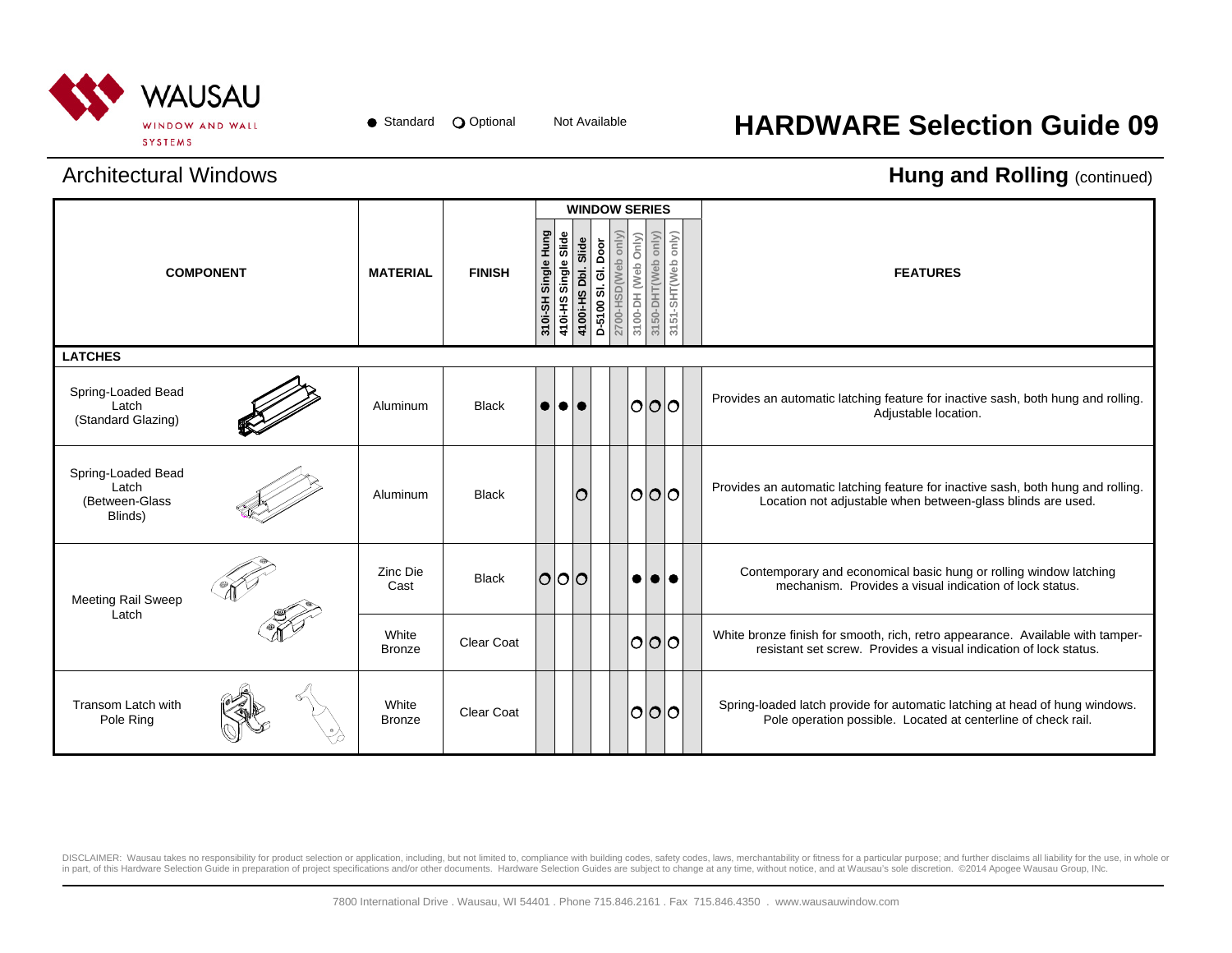WAUSAU WINDOW AND WALL SYSTEMS

● Standard ○ Optional Not Available

# HARDWARE Selection Guide 09

## Architectural Windows

## Hung and Rolling (continued)

| COMPONENT | MATERIAL | FINISH | 310i-SH Single Hung | 410i-HS Single Slide | 4100i-HS Dbl. Slide | D-5100 Sl. Gl. Door | 2700-HSD(Web only) | 3100-DH (Web Only) | 3150-DHT(Web only) | 3151-SHT(Web only) | | FEATURES |
|---|---|---|---|---|---|---|---|---|---|---|---|---|
| | | | WINDOW SERIES | | | | | | | | | |
| **LATCHES** | | | | | | | | | | | | |
| Spring-Loaded Bead Latch (Standard Glazing) | Aluminum | Black | ● | ● | ● | | | ○ | ○ | ○ | | Provides an automatic latching feature for inactive sash, both hung and rolling. Adjustable location. |
| Spring-Loaded Bead Latch (Between-Glass Blinds) | Aluminum | Black | | | ○ | | | ○ | ○ | ○ | | Provides an automatic latching feature for inactive sash, both hung and rolling. Location not adjustable when between-glass blinds are used. |
| Meeting Rail Sweep Latch | Zinc Die Cast | Black | ○ | ○ | ○ | | | ● | ● | ● | | Contemporary and economical basic hung or rolling window latching mechanism. Provides a visual indication of lock status. |
| | White Bronze | Clear Coat | | | | | | ○ | ○ | ○ | | White bronze finish for smooth, rich, retro appearance. Available with tamper-resistant set screw. Provides a visual indication of lock status. |
| Transom Latch with Pole Ring | White Bronze | Clear Coat | | | | | | ○ | ○ | ○ | | Spring-loaded latch provide for automatic latching at head of hung windows. Pole operation possible. Located at centerline of check rail. |

DISCLAIMER: Wausau takes no responsibility for product selection or application, including, but not limited to, compliance with building codes, safety codes, laws, merchantability or fitness for a particular purpose; and further disclaims all liability for the use, in whole or in part, of this Hardware Selection Guide in preparation of project specifications and/or other documents. Hardware Selection Guides are subject to change at any time, without notice, and at Wausau's sole discretion. ©2014 Apogee Wausau Group, INc.

7800 International Drive . Wausau, WI 54401 . Phone 715.846.2161 . Fax 715.846.4350 . www.wausauwindow.com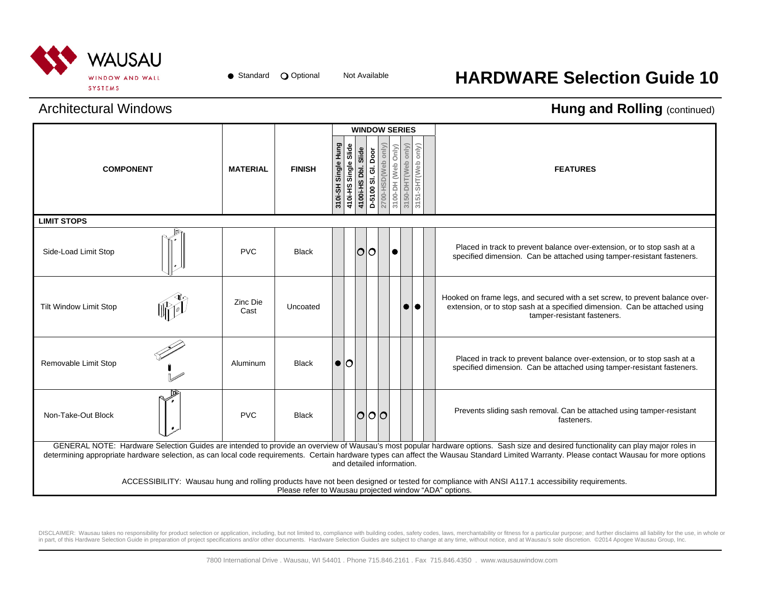# HARDWARE Selection Guide 10

● Standard ○ Optional Not Available

## Architectural Windows

## Hung and Rolling (continued)

| COMPONENT | MATERIAL | FINISH | WINDOW SERIES | | | | | | | | FEATURES |
|---|---|---|---|---|---|---|---|---|---|---|---|
| | | | 310i-SH Single Hung | 410i-HS Single Slide | 4100i-HS Dbl. Slide | D-5100 Sl. Gl. Door | 2700-HSD(Web only) | 3100-DH (Web Only) | 3150-DHT(Web only) | 3151-SHT(Web only) | |
| **LIMIT STOPS** | | | | | | | | | | | |
| Side-Load Limit Stop | PVC | Black | | | ○ | ○ | | ● | | | Placed in track to prevent balance over-extension, or to stop sash at a specified dimension. Can be attached using tamper-resistant fasteners. |
| Tilt Window Limit Stop | Zinc Die Cast | Uncoated | | | | | | | ● | ● | Hooked on frame legs, and secured with a set screw, to prevent balance over-extension, or to stop sash at a specified dimension. Can be attached using tamper-resistant fasteners. |
| Removable Limit Stop | Aluminum | Black | ● | ○ | | | | | | | Placed in track to prevent balance over-extension, or to stop sash at a specified dimension. Can be attached using tamper-resistant fasteners. |
| Non-Take-Out Block | PVC | Black | | | ○ | ○ | ○ | | | | Prevents sliding sash removal. Can be attached using tamper-resistant fasteners. |

GENERAL NOTE: Hardware Selection Guides are intended to provide an overview of Wausau's most popular hardware options. Sash size and desired functionality can play major roles in determining appropriate hardware selection, as can local code requirements. Certain hardware types can affect the Wausau Standard Limited Warranty. Please contact Wausau for more options and detailed information.

ACCESSIBILITY: Wausau hung and rolling products have not been designed or tested for compliance with ANSI A117.1 accessibility requirements. Please refer to Wausau projected window "ADA" options.

DISCLAIMER: Wausau takes no responsibility for product selection or application, including, but not limited to, compliance with building codes, safety codes, laws, merchantability or fitness for a particular purpose; and further disclaims all liability for the use, in whole or in part, of this Hardware Selection Guide in preparation of project specifications and/or other documents. Hardware Selection Guides are subject to change at any time, without notice, and at Wausau's sole discretion. ©2014 Apogee Wausau Group, Inc.

7800 International Drive . Wausau, WI 54401 . Phone 715.846.2161 . Fax 715.846.4350 . www.wausauwindow.com